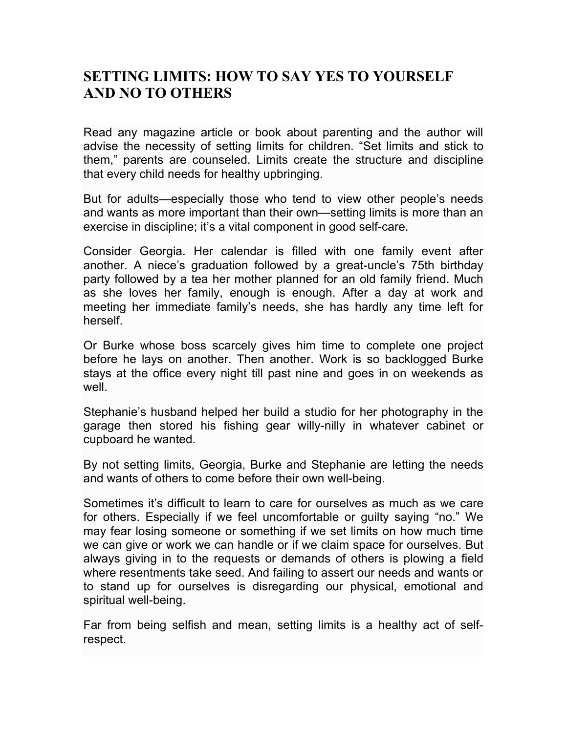# SETTING LIMITS: HOW TO SAY YES TO YOURSELF AND NO TO OTHERS

Read any magazine article or book about parenting and the author will advise the necessity of setting limits for children. “Set limits and stick to them,” parents are counseled. Limits create the structure and discipline that every child needs for healthy upbringing.

But for adults—especially those who tend to view other people’s needs and wants as more important than their own—setting limits is more than an exercise in discipline; it’s a vital component in good self-care.

Consider Georgia. Her calendar is filled with one family event after another. A niece’s graduation followed by a great-uncle’s 75th birthday party followed by a tea her mother planned for an old family friend. Much as she loves her family, enough is enough. After a day at work and meeting her immediate family’s needs, she has hardly any time left for herself.

Or Burke whose boss scarcely gives him time to complete one project before he lays on another. Then another. Work is so backlogged Burke stays at the office every night till past nine and goes in on weekends as well.

Stephanie’s husband helped her build a studio for her photography in the garage then stored his fishing gear willy-nilly in whatever cabinet or cupboard he wanted.

By not setting limits, Georgia, Burke and Stephanie are letting the needs and wants of others to come before their own well-being.

Sometimes it’s difficult to learn to care for ourselves as much as we care for others. Especially if we feel uncomfortable or guilty saying “no.” We may fear losing someone or something if we set limits on how much time we can give or work we can handle or if we claim space for ourselves. But always giving in to the requests or demands of others is plowing a field where resentments take seed. And failing to assert our needs and wants or to stand up for ourselves is disregarding our physical, emotional and spiritual well-being.

Far from being selfish and mean, setting limits is a healthy act of self-respect.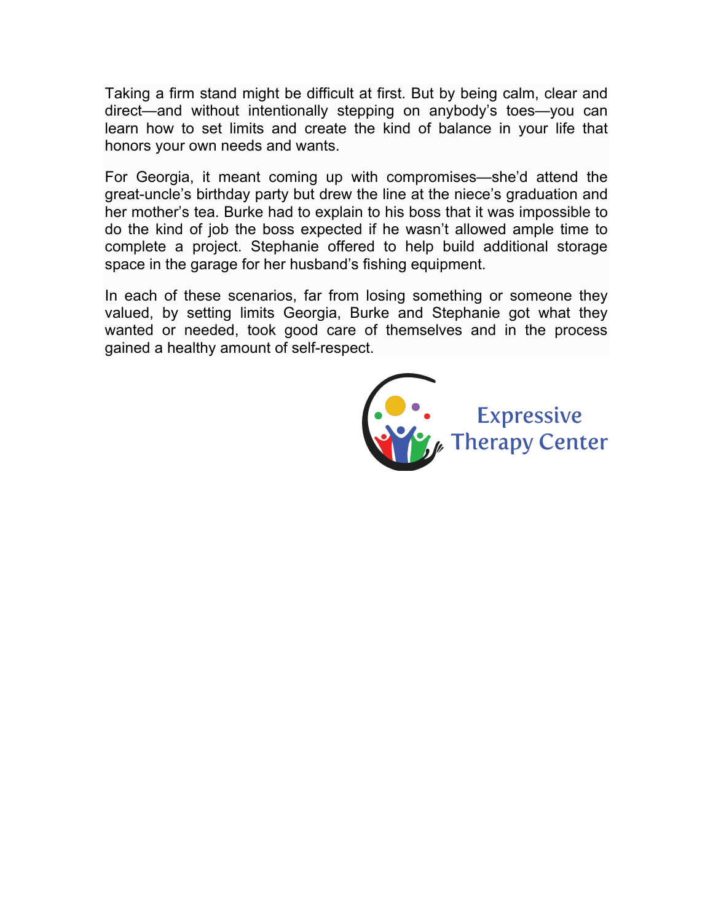Taking a firm stand might be difficult at first. But by being calm, clear and direct—and without intentionally stepping on anybody's toes—you can learn how to set limits and create the kind of balance in your life that honors your own needs and wants.

For Georgia, it meant coming up with compromises—she'd attend the great-uncle's birthday party but drew the line at the niece's graduation and her mother's tea. Burke had to explain to his boss that it was impossible to do the kind of job the boss expected if he wasn't allowed ample time to complete a project. Stephanie offered to help build additional storage space in the garage for her husband's fishing equipment.

In each of these scenarios, far from losing something or someone they valued, by setting limits Georgia, Burke and Stephanie got what they wanted or needed, took good care of themselves and in the process gained a healthy amount of self-respect.

Expressive Therapy Center